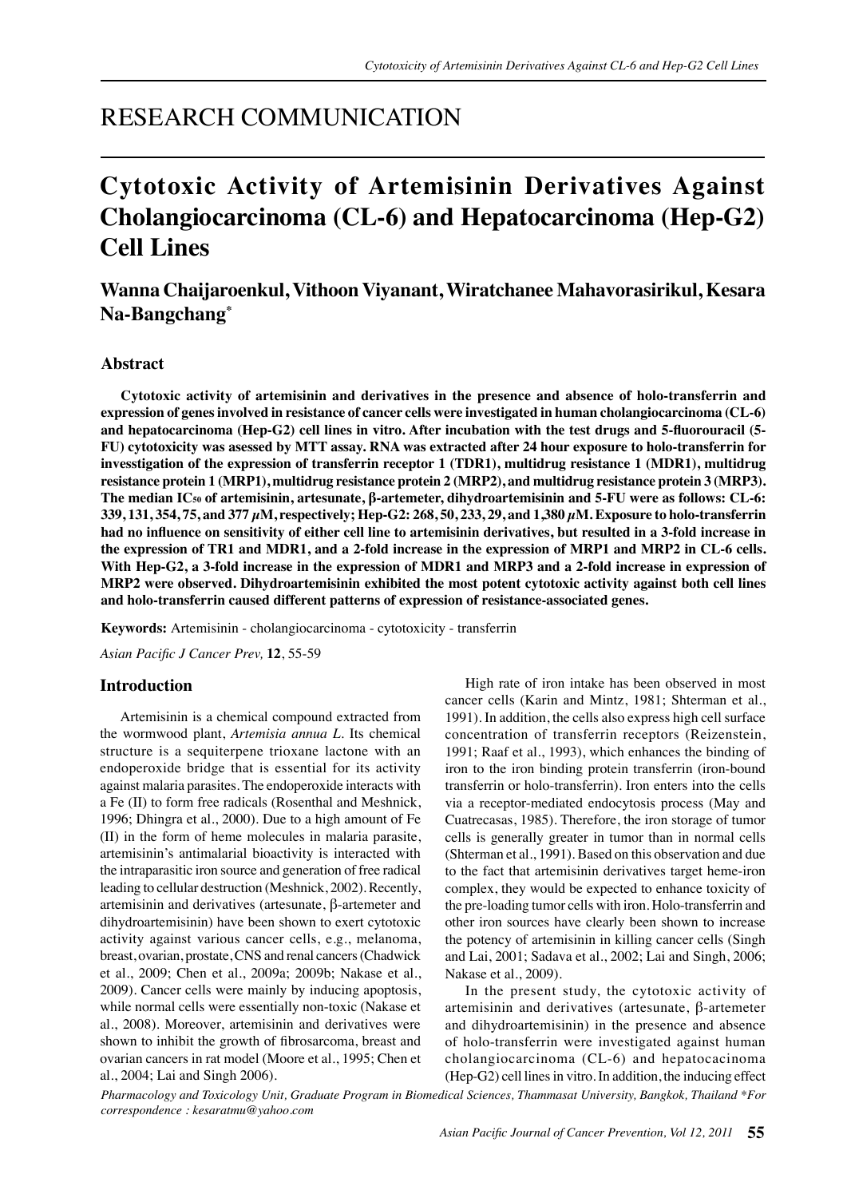RESEARCH COMMUNICATION

# Cytotoxic Activity of Artemisinin Derivatives Against Cholangiocarcinoma (CL-6) and Hepatocarcinoma (Hep-G2) Cell Lines

**Wanna Chaijaroenkul, Vithoon Viyanant, Wiratchanee Mahavorasirikul, Kesara Na-Bangchang***

## Abstract

**Cytotoxic activity of artemisinin and derivatives in the presence and absence of holo-transferrin and expression of genes involved in resistance of cancer cells were investigated in human cholangiocarcinoma (CL-6) and hepatocarcinoma (Hep-G2) cell lines in vitro. After incubation with the test drugs and 5-fluorouracil (5-FU) cytotoxicity was asessed by MTT assay. RNA was extracted after 24 hour exposure to holo-transferrin for invesstigation of the expression of transferrin receptor 1 (TDR1), multidrug resistance 1 (MDR1), multidrug resistance protein 1 (MRP1), multidrug resistance protein 2 (MRP2), and multidrug resistance protein 3 (MRP3). The median $IC_{50}$ of artemisinin, artesunate, β-artemeter, dihydroartemisinin and 5-FU were as follows: CL-6: 339, 131, 354, 75, and 377 μM, respectively; Hep-G2: 268, 50, 233, 29, and 1,380 μM. Exposure to holo-transferrin had no influence on sensitivity of either cell line to artemisinin derivatives, but resulted in a 3-fold increase in the expression of TR1 and MDR1, and a 2-fold increase in the expression of MRP1 and MRP2 in CL-6 cells. With Hep-G2, a 3-fold increase in the expression of MDR1 and MRP3 and a 2-fold increase in expression of MRP2 were observed. Dihydroartemisinin exhibited the most potent cytotoxic activity against both cell lines and holo-transferrin caused different patterns of expression of resistance-associated genes.**

**Keywords:** Artemisinin - cholangiocarcinoma - cytotoxicity - transferrin

*Asian Pacific J Cancer Prev,* **12**, 55-59

## Introduction

Artemisinin is a chemical compound extracted from the wormwood plant, *Artemisia annua L.* Its chemical structure is a sequiterpene trioxane lactone with an endoperoxide bridge that is essential for its activity against malaria parasites. The endoperoxide interacts with a Fe (II) to form free radicals (Rosenthal and Meshnick, 1996; Dhingra et al., 2000). Due to a high amount of Fe (II) in the form of heme molecules in malaria parasite, artemisinin's antimalarial bioactivity is interacted with the intraparasitic iron source and generation of free radical leading to cellular destruction (Meshnick, 2002). Recently, artemisinin and derivatives (artesunate, β-artemeter and dihydroartemisinin) have been shown to exert cytotoxic activity against various cancer cells, e.g., melanoma, breast, ovarian, prostate, CNS and renal cancers (Chadwick et al., 2009; Chen et al., 2009a; 2009b; Nakase et al., 2009). Cancer cells were mainly by inducing apoptosis, while normal cells were essentially non-toxic (Nakase et al., 2008). Moreover, artemisinin and derivatives were shown to inhibit the growth of fibrosarcoma, breast and ovarian cancers in rat model (Moore et al., 1995; Chen et al., 2004; Lai and Singh 2006).

High rate of iron intake has been observed in most cancer cells (Karin and Mintz, 1981; Shterman et al., 1991). In addition, the cells also express high cell surface concentration of transferrin receptors (Reizenstein, 1991; Raaf et al., 1993), which enhances the binding of iron to the iron binding protein transferrin (iron-bound transferrin or holo-transferrin). Iron enters into the cells via a receptor-mediated endocytosis process (May and Cuatrecasas, 1985). Therefore, the iron storage of tumor cells is generally greater in tumor than in normal cells (Shterman et al., 1991). Based on this observation and due to the fact that artemisinin derivatives target heme-iron complex, they would be expected to enhance toxicity of the pre-loading tumor cells with iron. Holo-transferrin and other iron sources have clearly been shown to increase the potency of artemisinin in killing cancer cells (Singh and Lai, 2001; Sadava et al., 2002; Lai and Singh, 2006; Nakase et al., 2009).

In the present study, the cytotoxic activity of artemisinin and derivatives (artesunate, β-artemeter and dihydroartemisinin) in the presence and absence of holo-transferrin were investigated against human cholangiocarcinoma (CL-6) and hepatocacinoma (Hep-G2) cell lines in vitro. In addition, the inducing effect

*Pharmacology and Toxicology Unit, Graduate Program in Biomedical Sciences, Thammasat University, Bangkok, Thailand \*For correspondence : kesaratmu@yahoo.com*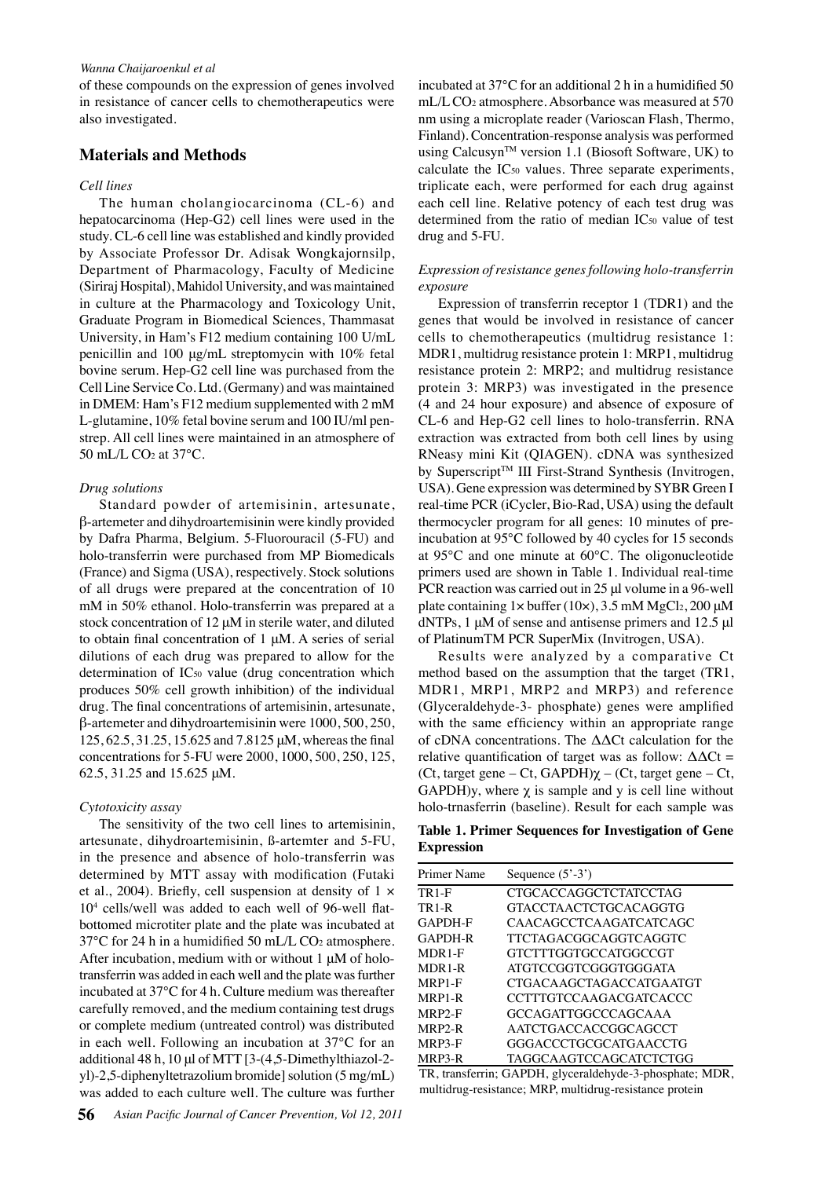of these compounds on the expression of genes involved in resistance of cancer cells to chemotherapeutics were also investigated.

## Materials and Methods

### *Cell lines*

The human cholangiocarcinoma (CL-6) and hepatocarcinoma (Hep-G2) cell lines were used in the study. CL-6 cell line was established and kindly provided by Associate Professor Dr. Adisak Wongkajornsilp, Department of Pharmacology, Faculty of Medicine (Siriraj Hospital), Mahidol University, and was maintained in culture at the Pharmacology and Toxicology Unit, Graduate Program in Biomedical Sciences, Thammasat University, in Ham's F12 medium containing 100 U/mL penicillin and 100 μg/mL streptomycin with 10% fetal bovine serum. Hep-G2 cell line was purchased from the Cell Line Service Co. Ltd. (Germany) and was maintained in DMEM: Ham's F12 medium supplemented with 2 mM L-glutamine, 10% fetal bovine serum and 100 IU/ml pen-strep. All cell lines were maintained in an atmosphere of 50 mL/L $CO_2$ at 37°C.

### *Drug solutions*

Standard powder of artemisinin, artesunate, β-artemeter and dihydroartemisinin were kindly provided by Dafra Pharma, Belgium. 5-Fluorouracil (5-FU) and holo-transferrin were purchased from MP Biomedicals (France) and Sigma (USA), respectively. Stock solutions of all drugs were prepared at the concentration of 10 mM in 50% ethanol. Holo-transferrin was prepared at a stock concentration of 12 μM in sterile water, and diluted to obtain final concentration of 1 μM. A series of serial dilutions of each drug was prepared to allow for the determination of $IC_{50}$ value (drug concentration which produces 50% cell growth inhibition) of the individual drug. The final concentrations of artemisinin, artesunate, β-artemeter and dihydroartemisinin were 1000, 500, 250, 125, 62.5, 31.25, 15.625 and 7.8125 μM, whereas the final concentrations for 5-FU were 2000, 1000, 500, 250, 125, 62.5, 31.25 and 15.625 μM.

### *Cytotoxicity assay*

The sensitivity of the two cell lines to artemisinin, artesunate, dihydroartemisinin, ß-artemter and 5-FU, in the presence and absence of holo-transferrin was determined by MTT assay with modification (Futaki et al., 2004). Briefly, cell suspension at density of $1 \times 10^4$ cells/well was added to each well of 96-well flat-bottomed microtiter plate and the plate was incubated at 37°C for 24 h in a humidified 50 mL/L $CO_2$ atmosphere. After incubation, medium with or without 1 μM of holo-transferrin was added in each well and the plate was further incubated at 37°C for 4 h. Culture medium was thereafter carefully removed, and the medium containing test drugs or complete medium (untreated control) was distributed in each well. Following an incubation at 37°C for an additional 48 h, 10 μl of MTT [3-(4,5-Dimethylthiazol-2-yl)-2,5-diphenyltetrazolium bromide] solution (5 mg/mL) was added to each culture well. The culture was further incubated at 37°C for an additional 2 h in a humidified 50 mL/L $CO_2$ atmosphere. Absorbance was measured at 570 nm using a microplate reader (Varioscan Flash, Thermo, Finland). Concentration-response analysis was performed using Calcusyn™ version 1.1 (Biosoft Software, UK) to calculate the $IC_{50}$ values. Three separate experiments, triplicate each, were performed for each drug against each cell line. Relative potency of each test drug was determined from the ratio of median $IC_{50}$ value of test drug and 5-FU.

### *Expression of resistance genes following holo-transferrin exposure*

Expression of transferrin receptor 1 (TDR1) and the genes that would be involved in resistance of cancer cells to chemotherapeutics (multidrug resistance 1: MDR1, multidrug resistance protein 1: MRP1, multidrug resistance protein 2: MRP2; and multidrug resistance protein 3: MRP3) was investigated in the presence (4 and 24 hour exposure) and absence of exposure of CL-6 and Hep-G2 cell lines to holo-transferrin. RNA extraction was extracted from both cell lines by using RNeasy mini Kit (QIAGEN). cDNA was synthesized by Superscript™ III First-Strand Synthesis (Invitrogen, USA). Gene expression was determined by SYBR Green I real-time PCR (iCycler, Bio-Rad, USA) using the default thermocycler program for all genes: 10 minutes of pre-incubation at 95°C followed by 40 cycles for 15 seconds at 95°C and one minute at 60°C. The oligonucleotide primers used are shown in Table 1. Individual real-time PCR reaction was carried out in 25 μl volume in a 96-well plate containing 1× buffer (10×), 3.5 mM $MgCl_2$, 200 μM dNTPs, 1 μM of sense and antisense primers and 12.5 μl of PlatinumTM PCR SuperMix (Invitrogen, USA).

Results were analyzed by a comparative Ct method based on the assumption that the target (TR1, MDR1, MRP1, MRP2 and MRP3) and reference (Glyceraldehyde-3- phosphate) genes were amplified with the same efficiency within an appropriate range of cDNA concentrations. The ΔΔCt calculation for the relative quantification of target was as follow: $\Delta\Delta Ct$ = (Ct, target gene – Ct, GAPDH)$\chi$ – (Ct, target gene – Ct, GAPDH)y, where $\chi$ is sample and y is cell line without holo-trnasferrin (baseline). Result for each sample was

**Table 1. Primer Sequences for Investigation of Gene Expression**

| Primer Name | Sequence (5'-3') |
|---|---|
| TR1-F | CTGCACCAGGCTCTATCCTAG |
| TR1-R | GTACCTAACTCTGCACAGGTG |
| GAPDH-F | CAACAGCCTCAAGATCATCAGC |
| GAPDH-R | TTCTAGACGGCAGGTCAGGTC |
| MDR1-F | GTCTTTGGTGCCATGGCCGT |
| MDR1-R | ATGTCCGGTCGGGTGGGATA |
| MRP1-F | CTGACAAGCTAGACCATGAATGT |
| MRP1-R | CCTTTGTCCAAGACGATCACCC |
| MRP2-F | GCCAGATTGGCCCAGCAAA |
| MRP2-R | AATCTGACCACCGGCAGCCT |
| MRP3-F | GGGACCCTGCGCATGAACCTG |
| MRP3-R | TAGGCAAGTCCAGCATCTCTGG |

TR, transferrin; GAPDH, glyceraldehyde-3-phosphate; MDR, multidrug-resistance; MRP, multidrug-resistance protein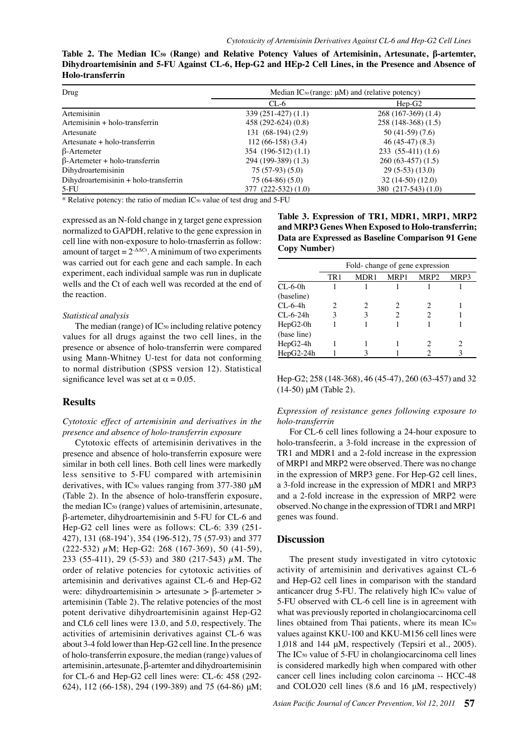**Table 2. The Median $IC_{50}$ (Range) and Relative Potency Values of Artemisinin, Artesunate, β-artemter, Dihydroartemisinin and 5-FU Against CL-6, Hep-G2 and HEp-2 Cell Lines, in the Presence and Absence of Holo-transferrin**

| Drug | Median $IC_{50}$ (range: μM) and (relative potency) | |
|---|---|---|
| | CL-6 | Hep-G2 |
| Artemisinin | 339 (251-427) (1.1) | 268 (167-369) (1.4) |
| Artemisinin + holo-transferrin | 458 (292-624) (0.8) | 258 (148-368) (1.5) |
| Artesunate | 131 (68-194) (2.9) | 50 (41-59) (7.6) |
| Artesunate + holo-transferrin | 112 (66-158) (3.4) | 46 (45-47) (8.3) |
| β-Artemeter | 354 (196-512) (1.1) | 233 (55-411) (1.6) |
| β-Artemeter + holo-transferrin | 294 (199-389) (1.3) | 260 (63-457) (1.5) |
| Dihydroartemisinin | 75 (57-93) (5.0) | 29 (5-53) (13.0) |
| Dihydroartemisinin + holo-transferrin | 75 (64-86) (5.0) | 32 (14-50) (12.0) |
| 5-FU | 377 (222-532) (1.0) | 380 (217-543) (1.0) |

\* Relative potency: the ratio of median $IC_{50}$ value of test drug and 5-FU

expressed as an N-fold change in χ target gene expression normalized to GAPDH, relative to the gene expression in cell line with non-exposure to holo-trnasferrin as follow: amount of target = $2^{-\Delta\Delta Ct}$. A minimum of two experiments was carried out for each gene and each sample. In each experiment, each individual sample was run in duplicate wells and the Ct of each well was recorded at the end of the reaction.

*Statistical analysis*

The median (range) of $IC_{50}$ including relative potency values for all drugs against the two cell lines, in the presence or absence of holo-transferrin were compared using Mann-Whitney U-test for data not conforming to normal distribution (SPSS version 12). Statistical significance level was set at $\alpha = 0.05$.

## Results

*Cytotoxic effect of artemisinin and derivatives in the presence and absence of holo-transferrin exposure*

Cytotoxic effects of artemisinin derivatives in the presence and absence of holo-transferrin exposure were similar in both cell lines. Both cell lines were markedly less sensitive to 5-FU compared with artemisinin derivatives, with $IC_{50}$ values ranging from 377-380 μM (Table 2). In the absence of holo-transfferin exposure, the median $IC_{50}$ (range) values of artemisinin, artesunate, β-artemeter, dihydroartemisinin and 5-FU for CL-6 and Hep-G2 cell lines were as follows: CL-6: 339 (251-427), 131 (68-194'), 354 (196-512), 75 (57-93) and 377 (222-532) μM; Hep-G2: 268 (167-369), 50 (41-59), 233 (55-411), 29 (5-53) and 380 (217-543) μM. The order of relative potencies for cytotoxic activities of artemisinin and derivatives against CL-6 and Hep-G2 were: dihydroartemisinin > artesunate > β-artemeter > artemisinin (Table 2). The relative potencies of the most potent derivative dihydroartemisinin against Hep-G2 and CL6 cell lines were 13.0, and 5.0, respectively. The activities of artemisinin derivatives against CL-6 was about 3-4 fold lower than Hep-G2 cell line. In the presence of holo-transferrin exposure, the median (range) values of artemisinin, artesunate, β-artemter and dihydroartemisinin for CL-6 and Hep-G2 cell lines were: CL-6: 458 (292-624), 112 (66-158), 294 (199-389) and 75 (64-86) μM; Hep-G2; 258 (148-368), 46 (45-47), 260 (63-457) and 32 (14-50) μM (Table 2).

**Table 3. Expression of TR1, MDR1, MRP1, MRP2 and MRP3 Genes When Exposed to Holo-transferrin; Data are Expressed as Baseline Comparison 91 Gene Copy Number)**

| | Fold- change of gene expression | | | | |
|---|---|---|---|---|---|
| | TR1 | MDR1 | MRP1 | MRP2 | MRP3 |
| CL-6-0h (baseline) | 1 | 1 | 1 | 1 | 1 |
| CL-6-4h | 2 | 2 | 2 | 2 | 1 |
| CL-6-24h | 3 | 3 | 2 | 2 | 1 |
| HepG2-0h (base line) | 1 | 1 | 1 | 1 | 1 |
| HepG2-4h | 1 | 1 | 1 | 2 | 2 |
| HepG2-24h | 1 | 3 | 1 | 2 | 3 |

*Expression of resistance genes following exposure to holo-transferrin*

For CL-6 cell lines following a 24-hour exposure to holo-transfeerin, a 3-fold increase in the expression of TR1 and MDR1 and a 2-fold increase in the expression of MRP1 and MRP2 were observed. There was no change in the expression of MRP3 gene. For Hep-G2 cell lines, a 3-fold increase in the expression of MDR1 and MRP3 and a 2-fold increase in the expression of MRP2 were observed. No change in the expression of TDR1 and MRP1 genes was found.

## Discussion

The present study investigated in vitro cytotoxic activity of artemisinin and derivatives against CL-6 and Hep-G2 cell lines in comparison with the standard anticancer drug 5-FU. The relatively high $IC_{50}$ value of 5-FU observed with CL-6 cell line is in agreement with what was previously reported in cholangiocarcinoma cell lines obtained from Thai patients, where its mean $IC_{50}$ values against KKU-100 and KKU-M156 cell lines were 1,018 and 144 μM, respectively (Tepsiri et al., 2005). The $IC_{50}$ value of 5-FU in cholangiocarcinoma cell lines is considered markedly high when compared with other cancer cell lines including colon carcinoma -- HCC-48 and COLO20 cell lines (8.6 and 16 μM, respectively)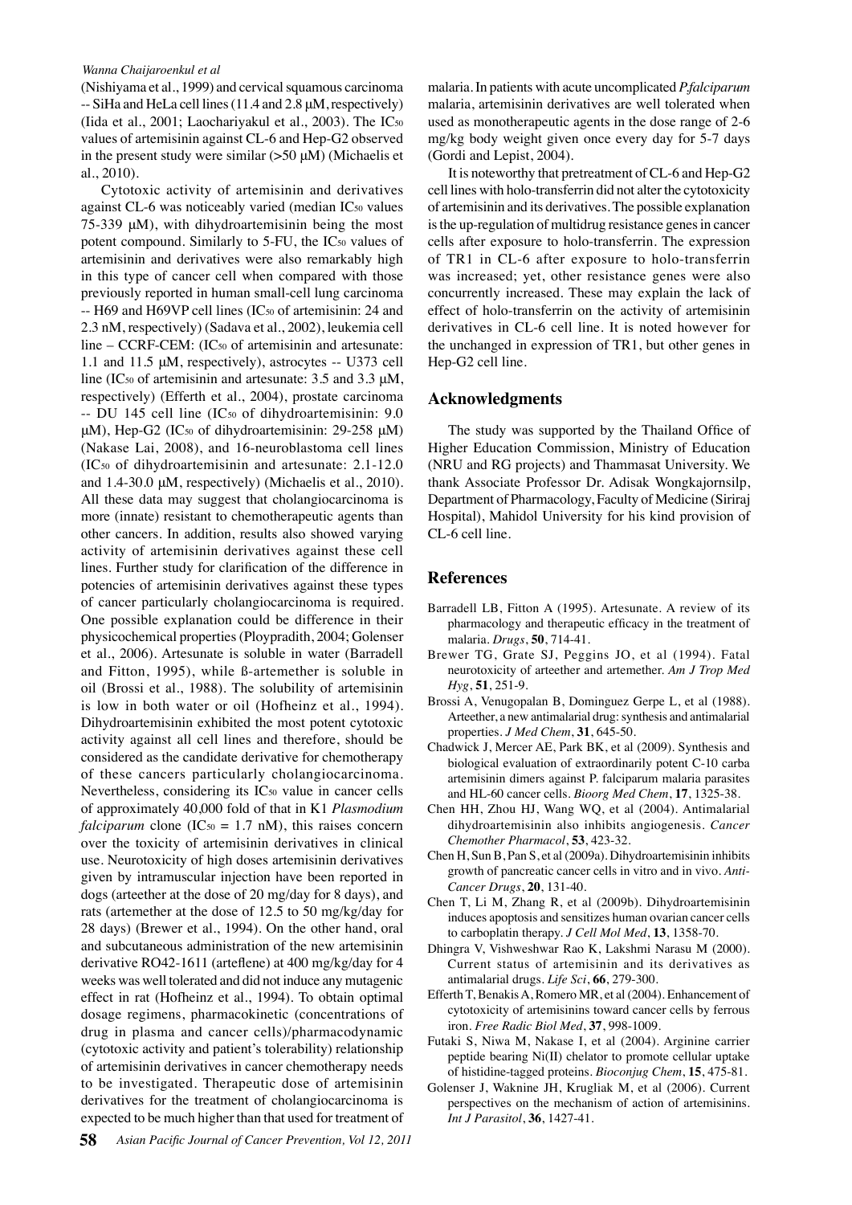(Nishiyama et al., 1999) and cervical squamous carcinoma -- SiHa and HeLa cell lines (11.4 and 2.8 μM, respectively) (Iida et al., 2001; Laochariyakul et al., 2003). The $IC_{50}$ values of artemisinin against CL-6 and Hep-G2 observed in the present study were similar (>50 μM) (Michaelis et al., 2010).

Cytotoxic activity of artemisinin and derivatives against CL-6 was noticeably varied (median $IC_{50}$ values 75-339 μM), with dihydroartemisinin being the most potent compound. Similarly to 5-FU, the $IC_{50}$ values of artemisinin and derivatives were also remarkably high in this type of cancer cell when compared with those previously reported in human small-cell lung carcinoma -- H69 and H69VP cell lines ($IC_{50}$ of artemisinin: 24 and 2.3 nM, respectively) (Sadava et al., 2002), leukemia cell line – CCRF-CEM: ($IC_{50}$ of artemisinin and artesunate: 1.1 and 11.5 μM, respectively), astrocytes -- U373 cell line ($IC_{50}$ of artemisinin and artesunate: 3.5 and 3.3 μM, respectively) (Efferth et al., 2004), prostate carcinoma -- DU 145 cell line ($IC_{50}$ of dihydroartemisinin: 9.0 μM), Hep-G2 ($IC_{50}$ of dihydroartemisinin: 29-258 μM) (Nakase Lai, 2008), and 16-neuroblastoma cell lines ($IC_{50}$ of dihydroartemisinin and artesunate: 2.1-12.0 and 1.4-30.0 μM, respectively) (Michaelis et al., 2010). All these data may suggest that cholangiocarcinoma is more (innate) resistant to chemotherapeutic agents than other cancers. In addition, results also showed varying activity of artemisinin derivatives against these cell lines. Further study for clarification of the difference in potencies of artemisinin derivatives against these types of cancer particularly cholangiocarcinoma is required. One possible explanation could be difference in their physicochemical properties (Ploypradith, 2004; Golenser et al., 2006). Artesunate is soluble in water (Barradell and Fitton, 1995), while ß-artemether is soluble in oil (Brossi et al., 1988). The solubility of artemisinin is low in both water or oil (Hofheinz et al., 1994). Dihydroartemisinin exhibited the most potent cytotoxic activity against all cell lines and therefore, should be considered as the candidate derivative for chemotherapy of these cancers particularly cholangiocarcinoma. Nevertheless, considering its $IC_{50}$ value in cancer cells of approximately 40,000 fold of that in K1 *Plasmodium falciparum* clone ($IC_{50}$ = 1.7 nM), this raises concern over the toxicity of artemisinin derivatives in clinical use. Neurotoxicity of high doses artemisinin derivatives given by intramuscular injection have been reported in dogs (arteether at the dose of 20 mg/day for 8 days), and rats (artemether at the dose of 12.5 to 50 mg/kg/day for 28 days) (Brewer et al., 1994). On the other hand, oral and subcutaneous administration of the new artemisinin derivative RO42-1611 (arteflene) at 400 mg/kg/day for 4 weeks was well tolerated and did not induce any mutagenic effect in rat (Hofheinz et al., 1994). To obtain optimal dosage regimens, pharmacokinetic (concentrations of drug in plasma and cancer cells)/pharmacodynamic (cytotoxic activity and patient's tolerability) relationship of artemisinin derivatives in cancer chemotherapy needs to be investigated. Therapeutic dose of artemisinin derivatives for the treatment of cholangiocarcinoma is expected to be much higher than that used for treatment of malaria. In patients with acute uncomplicated *P.falciparum* malaria, artemisinin derivatives are well tolerated when used as monotherapeutic agents in the dose range of 2-6 mg/kg body weight given once every day for 5-7 days (Gordi and Lepist, 2004).

It is noteworthy that pretreatment of CL-6 and Hep-G2 cell lines with holo-transferrin did not alter the cytotoxicity of artemisinin and its derivatives. The possible explanation is the up-regulation of multidrug resistance genes in cancer cells after exposure to holo-transferrin. The expression of TR1 in CL-6 after exposure to holo-transferrin was increased; yet, other resistance genes were also concurrently increased. These may explain the lack of effect of holo-transferrin on the activity of artemisinin derivatives in CL-6 cell line. It is noted however for the unchanged in expression of TR1, but other genes in Hep-G2 cell line.

## Acknowledgments

The study was supported by the Thailand Office of Higher Education Commission, Ministry of Education (NRU and RG projects) and Thammasat University. We thank Associate Professor Dr. Adisak Wongkajornsilp, Department of Pharmacology, Faculty of Medicine (Siriraj Hospital), Mahidol University for his kind provision of CL-6 cell line.

## References

Barradell LB, Fitton A (1995). Artesunate. A review of its pharmacology and therapeutic efficacy in the treatment of malaria. *Drugs*, **50**, 714-41.

Brewer TG, Grate SJ, Peggins JO, et al (1994). Fatal neurotoxicity of arteether and artemether. *Am J Trop Med Hyg*, **51**, 251-9.

Brossi A, Venugopalan B, Dominguez Gerpe L, et al (1988). Arteether, a new antimalarial drug: synthesis and antimalarial properties. *J Med Chem*, **31**, 645-50.

Chadwick J, Mercer AE, Park BK, et al (2009). Synthesis and biological evaluation of extraordinarily potent C-10 carba artemisinin dimers against P. falciparum malaria parasites and HL-60 cancer cells. *Bioorg Med Chem*, **17**, 1325-38.

Chen HH, Zhou HJ, Wang WQ, et al (2004). Antimalarial dihydroartemisinin also inhibits angiogenesis. *Cancer Chemother Pharmacol*, **53**, 423-32.

Chen H, Sun B, Pan S, et al (2009a). Dihydroartemisinin inhibits growth of pancreatic cancer cells in vitro and in vivo. *Anti-Cancer Drugs*, **20**, 131-40.

Chen T, Li M, Zhang R, et al (2009b). Dihydroartemisinin induces apoptosis and sensitizes human ovarian cancer cells to carboplatin therapy. *J Cell Mol Med*, **13**, 1358-70.

Dhingra V, Vishweshwar Rao K, Lakshmi Narasu M (2000). Current status of artemisinin and its derivatives as antimalarial drugs. *Life Sci*, **66**, 279-300.

Efferth T, Benakis A, Romero MR, et al (2004). Enhancement of cytotoxicity of artemisinins toward cancer cells by ferrous iron. *Free Radic Biol Med*, **37**, 998-1009.

Futaki S, Niwa M, Nakase I, et al (2004). Arginine carrier peptide bearing Ni(II) chelator to promote cellular uptake of histidine-tagged proteins. *Bioconjug Chem*, **15**, 475-81.

Golenser J, Waknine JH, Krugliak M, et al (2006). Current perspectives on the mechanism of action of artemisinins. *Int J Parasitol*, **36**, 1427-41.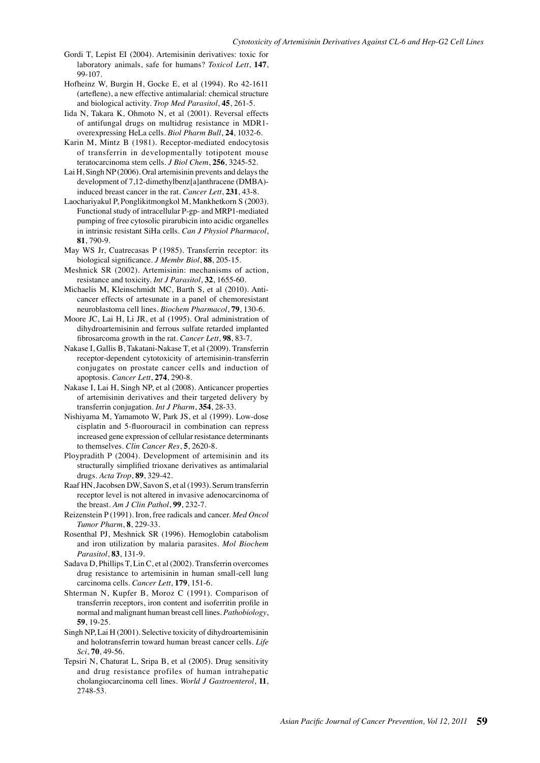Gordi T, Lepist EI (2004). Artemisinin derivatives: toxic for laboratory animals, safe for humans? *Toxicol Lett*, **147**, 99-107.

Hofheinz W, Burgin H, Gocke E, et al (1994). Ro 42-1611 (arteflene), a new effective antimalarial: chemical structure and biological activity. *Trop Med Parasitol*, **45**, 261-5.

Iida N, Takara K, Ohmoto N, et al (2001). Reversal effects of antifungal drugs on multidrug resistance in MDR1-overexpressing HeLa cells. *Biol Pharm Bull*, **24**, 1032-6.

Karin M, Mintz B (1981). Receptor-mediated endocytosis of transferrin in developmentally totipotent mouse teratocarcinoma stem cells. *J Biol Chem*, **256**, 3245-52.

Lai H, Singh NP (2006). Oral artemisinin prevents and delays the development of 7,12-dimethylbenz[a]anthracene (DMBA)-induced breast cancer in the rat. *Cancer Lett*, **231**, 43-8.

Laochariyakul P, Ponglikitmongkol M, Mankhetkorn S (2003). Functional study of intracellular P-gp- and MRP1-mediated pumping of free cytosolic pirarubicin into acidic organelles in intrinsic resistant SiHa cells. *Can J Physiol Pharmacol*, **81**, 790-9.

May WS Jr, Cuatrecasas P (1985). Transferrin receptor: its biological significance. *J Membr Biol*, **88**, 205-15.

Meshnick SR (2002). Artemisinin: mechanisms of action, resistance and toxicity. *Int J Parasitol*, **32**, 1655-60.

Michaelis M, Kleinschmidt MC, Barth S, et al (2010). Anti-cancer effects of artesunate in a panel of chemoresistant neuroblastoma cell lines. *Biochem Pharmacol*, **79**, 130-6.

Moore JC, Lai H, Li JR, et al (1995). Oral administration of dihydroartemisinin and ferrous sulfate retarded implanted fibrosarcoma growth in the rat. *Cancer Lett*, **98**, 83-7.

Nakase I, Gallis B, Takatani-Nakase T, et al (2009). Transferrin receptor-dependent cytotoxicity of artemisinin-transferrin conjugates on prostate cancer cells and induction of apoptosis. *Cancer Lett*, **274**, 290-8.

Nakase I, Lai H, Singh NP, et al (2008). Anticancer properties of artemisinin derivatives and their targeted delivery by transferrin conjugation. *Int J Pharm*, **354**, 28-33.

Nishiyama M, Yamamoto W, Park JS, et al (1999). Low-dose cisplatin and 5-fluorouracil in combination can repress increased gene expression of cellular resistance determinants to themselves. *Clin Cancer Res*, **5**, 2620-8.

Ploypradith P (2004). Development of artemisinin and its structurally simplified trioxane derivatives as antimalarial drugs. *Acta Trop*, **89**, 329-42.

Raaf HN, Jacobsen DW, Savon S, et al (1993). Serum transferrin receptor level is not altered in invasive adenocarcinoma of the breast. *Am J Clin Pathol*, **99**, 232-7.

Reizenstein P (1991). Iron, free radicals and cancer. *Med Oncol Tumor Pharm*, **8**, 229-33.

Rosenthal PJ, Meshnick SR (1996). Hemoglobin catabolism and iron utilization by malaria parasites. *Mol Biochem Parasitol*, **83**, 131-9.

Sadava D, Phillips T, Lin C, et al (2002). Transferrin overcomes drug resistance to artemisinin in human small-cell lung carcinoma cells. *Cancer Lett*, **179**, 151-6.

Shterman N, Kupfer B, Moroz C (1991). Comparison of transferrin receptors, iron content and isoferritin profile in normal and malignant human breast cell lines. *Pathobiology*, **59**, 19-25.

Singh NP, Lai H (2001). Selective toxicity of dihydroartemisinin and holotransferrin toward human breast cancer cells. *Life Sci*, **70**, 49-56.

Tepsiri N, Chaturat L, Sripa B, et al (2005). Drug sensitivity and drug resistance profiles of human intrahepatic cholangiocarcinoma cell lines. *World J Gastroenterol*, **11**, 2748-53.